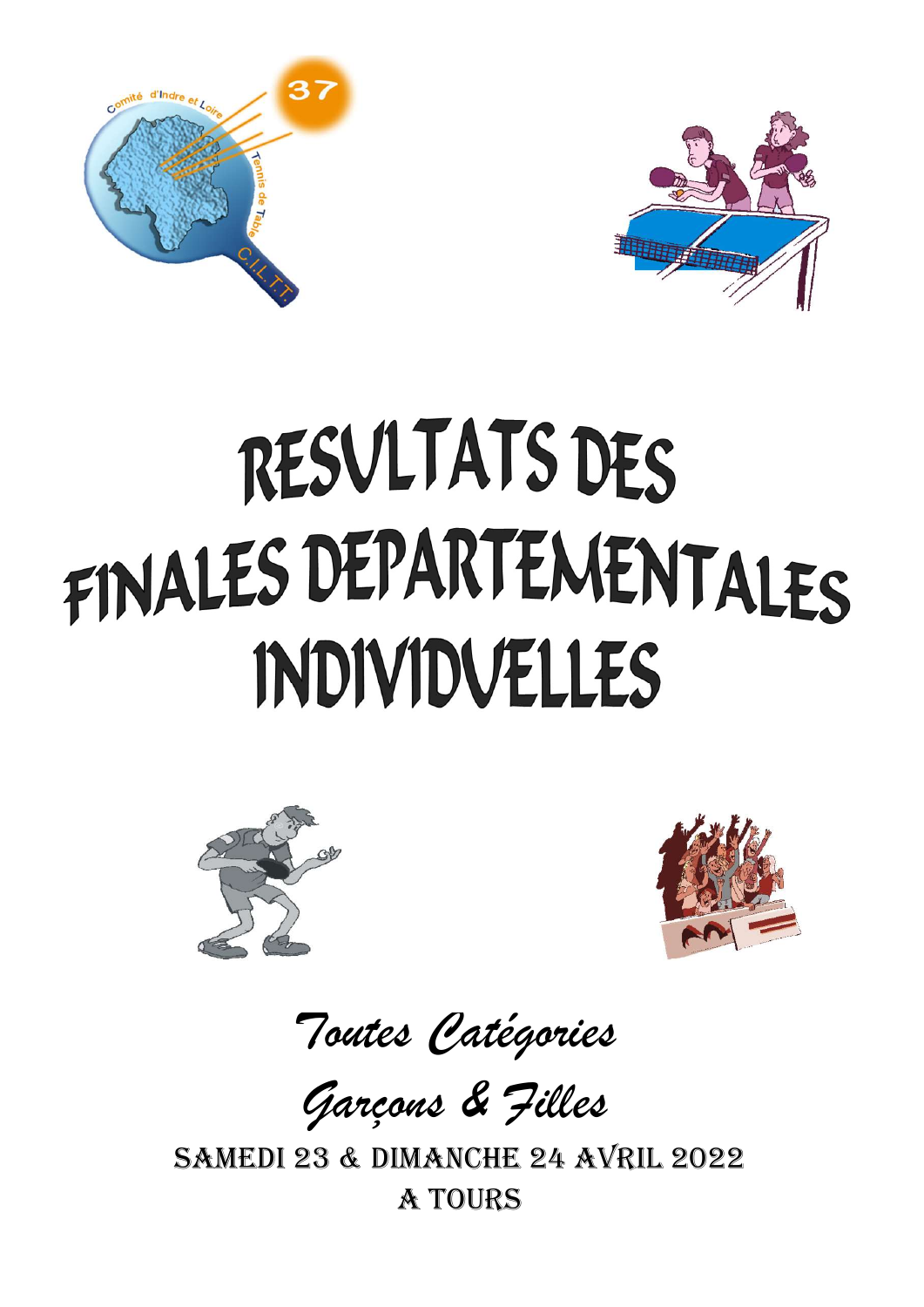# RESULTATS DES FINALES DEPARTEMENTALES INDIVIDUELLES

*Toutes Catégories*

*Garçons & Filles*

SAMEDI 23 & DIMANCHE 24 AVRIL 2022

A TOURS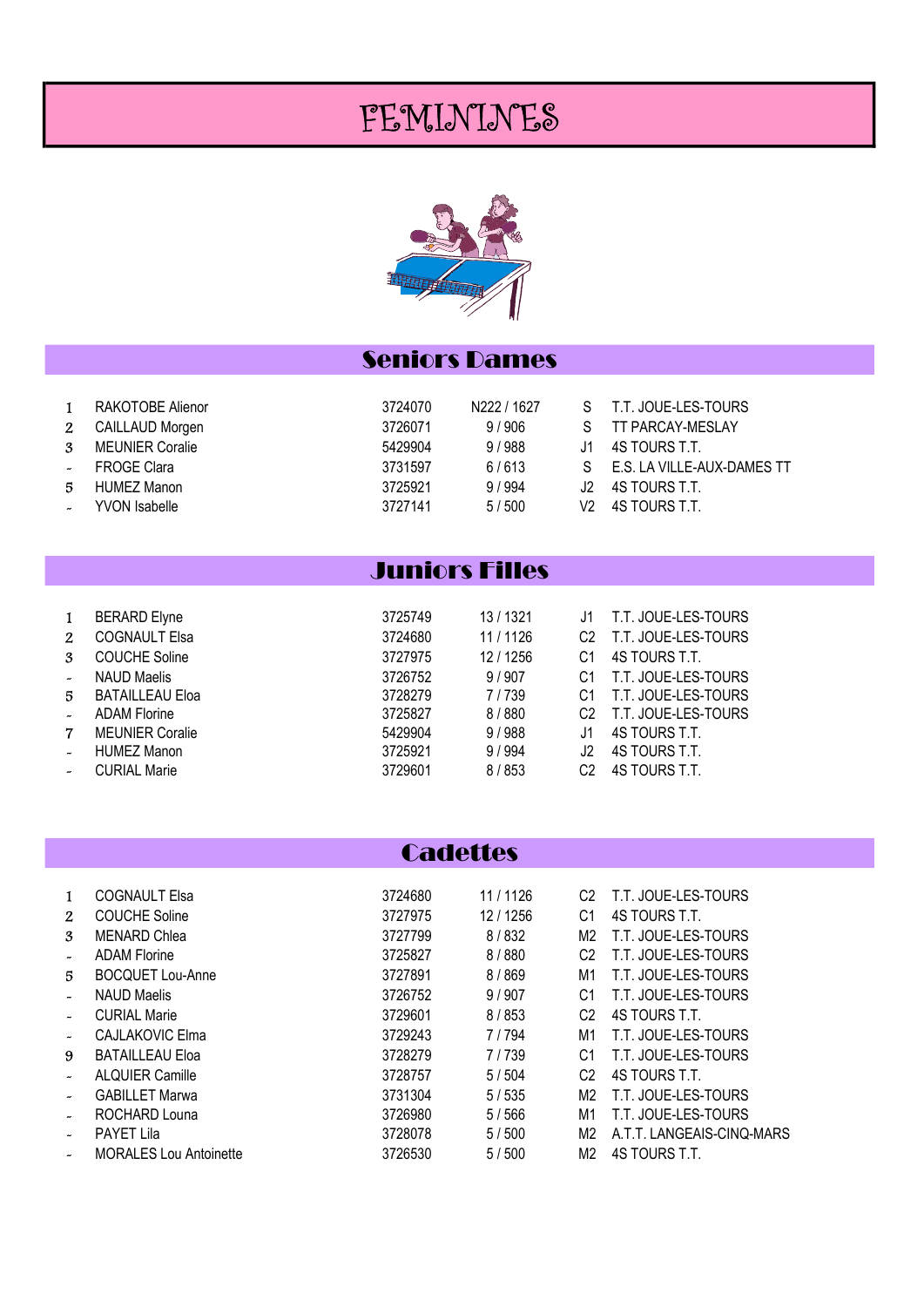# FEMININES

## Seniors Dames

| | | | | | |
|---|---|---|---|---|---|
| 1 | RAKOTOBE Alienor | 3724070 | N222 / 1627 | S | T.T. JOUE-LES-TOURS |
| 2 | CAILLAUD Morgen | 3726071 | 9 / 906 | S | TT PARCAY-MESLAY |
| 3 | MEUNIER Coralie | 5429904 | 9 / 988 | J1 | 4S TOURS T.T. |
| - | FROGE Clara | 3731597 | 6 / 613 | S | E.S. LA VILLE-AUX-DAMES TT |
| 5 | HUMEZ Manon | 3725921 | 9 / 994 | J2 | 4S TOURS T.T. |
| - | YVON Isabelle | 3727141 | 5 / 500 | V2 | 4S TOURS T.T. |

## Juniors Filles

| | | | | | |
|---|---|---|---|---|---|
| 1 | BERARD Elyne | 3725749 | 13 / 1321 | J1 | T.T. JOUE-LES-TOURS |
| 2 | COGNAULT Elsa | 3724680 | 11 / 1126 | C2 | T.T. JOUE-LES-TOURS |
| 3 | COUCHE Soline | 3727975 | 12 / 1256 | C1 | 4S TOURS T.T. |
| - | NAUD Maelis | 3726752 | 9 / 907 | C1 | T.T. JOUE-LES-TOURS |
| 5 | BATAILLEAU Eloa | 3728279 | 7 / 739 | C1 | T.T. JOUE-LES-TOURS |
| - | ADAM Florine | 3725827 | 8 / 880 | C2 | T.T. JOUE-LES-TOURS |
| 7 | MEUNIER Coralie | 5429904 | 9 / 988 | J1 | 4S TOURS T.T. |
| - | HUMEZ Manon | 3725921 | 9 / 994 | J2 | 4S TOURS T.T. |
| - | CURIAL Marie | 3729601 | 8 / 853 | C2 | 4S TOURS T.T. |

## Cadettes

| | | | | | |
|---|---|---|---|---|---|
| 1 | COGNAULT Elsa | 3724680 | 11 / 1126 | C2 | T.T. JOUE-LES-TOURS |
| 2 | COUCHE Soline | 3727975 | 12 / 1256 | C1 | 4S TOURS T.T. |
| 3 | MENARD Chlea | 3727799 | 8 / 832 | M2 | T.T. JOUE-LES-TOURS |
| - | ADAM Florine | 3725827 | 8 / 880 | C2 | T.T. JOUE-LES-TOURS |
| 5 | BOCQUET Lou-Anne | 3727891 | 8 / 869 | M1 | T.T. JOUE-LES-TOURS |
| - | NAUD Maelis | 3726752 | 9 / 907 | C1 | T.T. JOUE-LES-TOURS |
| - | CURIAL Marie | 3729601 | 8 / 853 | C2 | 4S TOURS T.T. |
| - | CAJLAKOVIC Elma | 3729243 | 7 / 794 | M1 | T.T. JOUE-LES-TOURS |
| 9 | BATAILLEAU Eloa | 3728279 | 7 / 739 | C1 | T.T. JOUE-LES-TOURS |
| - | ALQUIER Camille | 3728757 | 5 / 504 | C2 | 4S TOURS T.T. |
| - | GABILLET Marwa | 3731304 | 5 / 535 | M2 | T.T. JOUE-LES-TOURS |
| - | ROCHARD Louna | 3726980 | 5 / 566 | M1 | T.T. JOUE-LES-TOURS |
| - | PAYET Lila | 3728078 | 5 / 500 | M2 | A.T.T. LANGEAIS-CINQ-MARS |
| - | MORALES Lou Antoinette | 3726530 | 5 / 500 | M2 | 4S TOURS T.T. |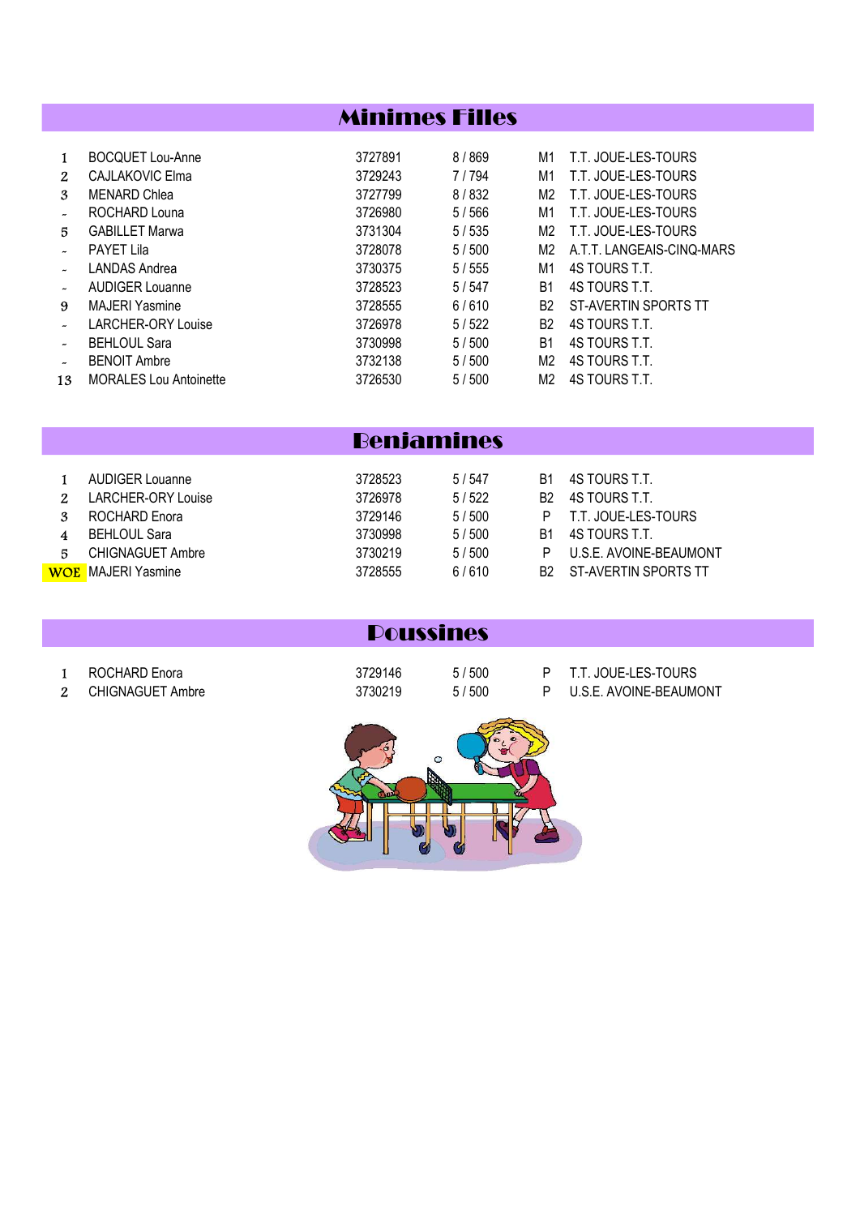## Minimes Filles

| | | | | | |
|---|---|---|---|---|---|
| 1 | BOCQUET Lou-Anne | 3727891 | 8 / 869 | M1 | T.T. JOUE-LES-TOURS |
| 2 | CAJLAKOVIC Elma | 3729243 | 7 / 794 | M1 | T.T. JOUE-LES-TOURS |
| 3 | MENARD Chlea | 3727799 | 8 / 832 | M2 | T.T. JOUE-LES-TOURS |
| - | ROCHARD Louna | 3726980 | 5 / 566 | M1 | T.T. JOUE-LES-TOURS |
| 5 | GABILLET Marwa | 3731304 | 5 / 535 | M2 | T.T. JOUE-LES-TOURS |
| - | PAYET Lila | 3728078 | 5 / 500 | M2 | A.T.T. LANGEAIS-CINQ-MARS |
| - | LANDAS Andrea | 3730375 | 5 / 555 | M1 | 4S TOURS T.T. |
| - | AUDIGER Louanne | 3728523 | 5 / 547 | B1 | 4S TOURS T.T. |
| 9 | MAJERI Yasmine | 3728555 | 6 / 610 | B2 | ST-AVERTIN SPORTS TT |
| - | LARCHER-ORY Louise | 3726978 | 5 / 522 | B2 | 4S TOURS T.T. |
| - | BEHLOUL Sara | 3730998 | 5 / 500 | B1 | 4S TOURS T.T. |
| - | BENOIT Ambre | 3732138 | 5 / 500 | M2 | 4S TOURS T.T. |
| 13 | MORALES Lou Antoinette | 3726530 | 5 / 500 | M2 | 4S TOURS T.T. |

## Benjamines

| | | | | | |
|---|---|---|---|---|---|
| 1 | AUDIGER Louanne | 3728523 | 5 / 547 | B1 | 4S TOURS T.T. |
| 2 | LARCHER-ORY Louise | 3726978 | 5 / 522 | B2 | 4S TOURS T.T. |
| 3 | ROCHARD Enora | 3729146 | 5 / 500 | P | T.T. JOUE-LES-TOURS |
| 4 | BEHLOUL Sara | 3730998 | 5 / 500 | B1 | 4S TOURS T.T. |
| 5 | CHIGNAGUET Ambre | 3730219 | 5 / 500 | P | U.S.E. AVOINE-BEAUMONT |
| WOE | MAJERI Yasmine | 3728555 | 6 / 610 | B2 | ST-AVERTIN SPORTS TT |

## Poussines

| | | | | | |
|---|---|---|---|---|---|
| 1 | ROCHARD Enora | 3729146 | 5 / 500 | P | T.T. JOUE-LES-TOURS |
| 2 | CHIGNAGUET Ambre | 3730219 | 5 / 500 | P | U.S.E. AVOINE-BEAUMONT |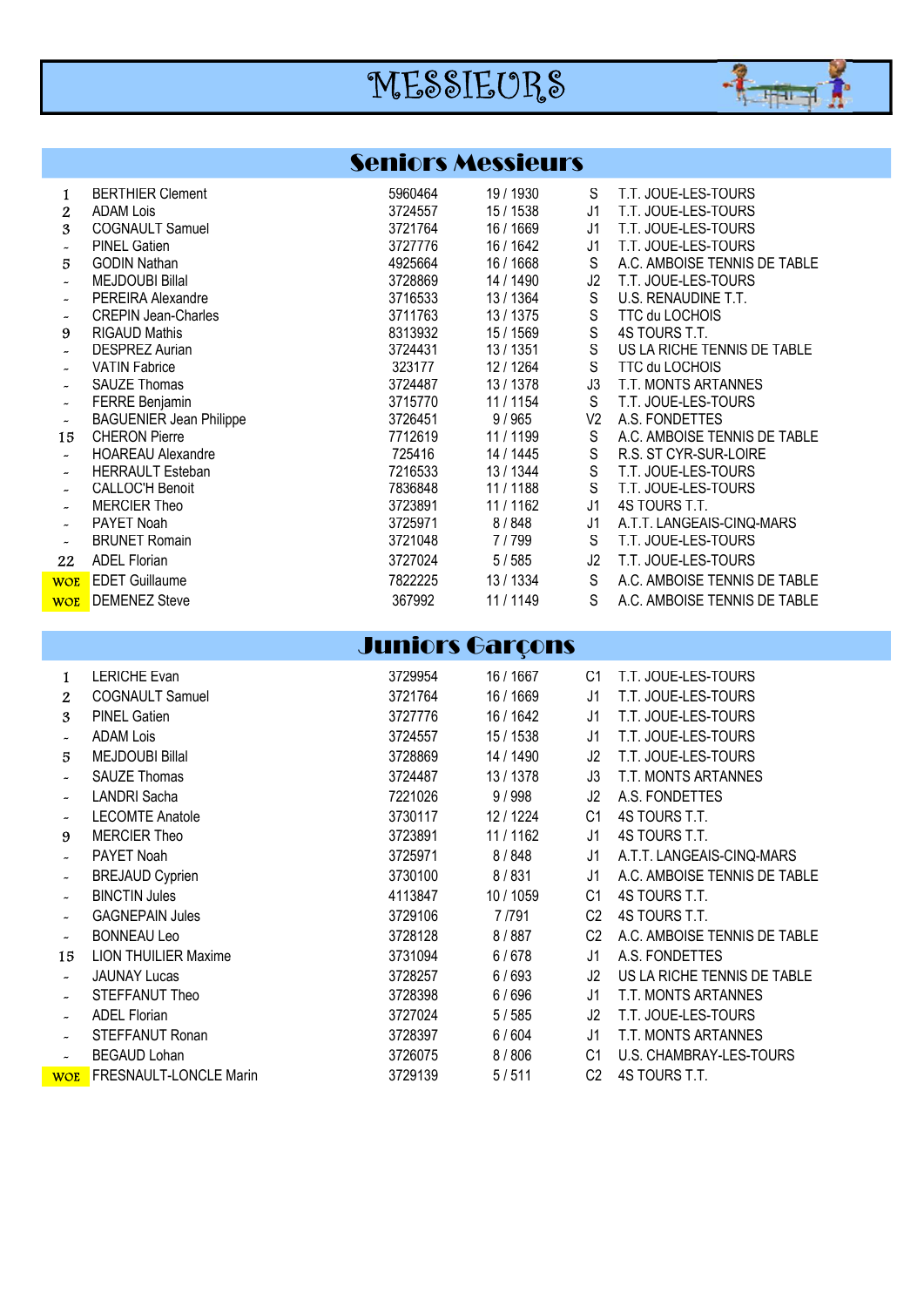# MESSIEURS

## Seniors Messieurs

| | | | | | |
|---|---|---|---|---|---|
| 1 | BERTHIER Clement | 5960464 | 19 / 1930 | S | T.T. JOUE-LES-TOURS |
| 2 | ADAM Lois | 3724557 | 15 / 1538 | J1 | T.T. JOUE-LES-TOURS |
| 3 | COGNAULT Samuel | 3721764 | 16 / 1669 | J1 | T.T. JOUE-LES-TOURS |
| - | PINEL Gatien | 3727776 | 16 / 1642 | J1 | T.T. JOUE-LES-TOURS |
| 5 | GODIN Nathan | 4925664 | 16 / 1668 | S | A.C. AMBOISE TENNIS DE TABLE |
| - | MEJDOUBI Billal | 3728869 | 14 / 1490 | J2 | T.T. JOUE-LES-TOURS |
| - | PEREIRA Alexandre | 3716533 | 13 / 1364 | S | U.S. RENAUDINE T.T. |
| - | CREPIN Jean-Charles | 3711763 | 13 / 1375 | S | TTC du LOCHOIS |
| 9 | RIGAUD Mathis | 8313932 | 15 / 1569 | S | 4S TOURS T.T. |
| - | DESPREZ Aurian | 3724431 | 13 / 1351 | S | US LA RICHE TENNIS DE TABLE |
| - | VATIN Fabrice | 323177 | 12 / 1264 | S | TTC du LOCHOIS |
| - | SAUZE Thomas | 3724487 | 13 / 1378 | J3 | T.T. MONTS ARTANNES |
| - | FERRE Benjamin | 3715770 | 11 / 1154 | S | T.T. JOUE-LES-TOURS |
| - | BAGUENIER Jean Philippe | 3726451 | 9 / 965 | V2 | A.S. FONDETTES |
| 15 | CHERON Pierre | 7712619 | 11 / 1199 | S | A.C. AMBOISE TENNIS DE TABLE |
| - | HOAREAU Alexandre | 725416 | 14 / 1445 | S | R.S. ST CYR-SUR-LOIRE |
| - | HERRAULT Esteban | 7216533 | 13 / 1344 | S | T.T. JOUE-LES-TOURS |
| - | CALLOC'H Benoit | 7836848 | 11 / 1188 | S | T.T. JOUE-LES-TOURS |
| - | MERCIER Theo | 3723891 | 11 / 1162 | J1 | 4S TOURS T.T. |
| - | PAYET Noah | 3725971 | 8 / 848 | J1 | A.T.T. LANGEAIS-CINQ-MARS |
| - | BRUNET Romain | 3721048 | 7 / 799 | S | T.T. JOUE-LES-TOURS |
| 22 | ADEL Florian | 3727024 | 5 / 585 | J2 | T.T. JOUE-LES-TOURS |
| WOE | EDET Guillaume | 7822225 | 13 / 1334 | S | A.C. AMBOISE TENNIS DE TABLE |
| WOE | DEMENEZ Steve | 367992 | 11 / 1149 | S | A.C. AMBOISE TENNIS DE TABLE |

## Juniors Garçons

| | | | | | |
|---|---|---|---|---|---|
| 1 | LERICHE Evan | 3729954 | 16 / 1667 | C1 | T.T. JOUE-LES-TOURS |
| 2 | COGNAULT Samuel | 3721764 | 16 / 1669 | J1 | T.T. JOUE-LES-TOURS |
| 3 | PINEL Gatien | 3727776 | 16 / 1642 | J1 | T.T. JOUE-LES-TOURS |
| - | ADAM Lois | 3724557 | 15 / 1538 | J1 | T.T. JOUE-LES-TOURS |
| 5 | MEJDOUBI Billal | 3728869 | 14 / 1490 | J2 | T.T. JOUE-LES-TOURS |
| - | SAUZE Thomas | 3724487 | 13 / 1378 | J3 | T.T. MONTS ARTANNES |
| - | LANDRI Sacha | 7221026 | 9 / 998 | J2 | A.S. FONDETTES |
| - | LECOMTE Anatole | 3730117 | 12 / 1224 | C1 | 4S TOURS T.T. |
| 9 | MERCIER Theo | 3723891 | 11 / 1162 | J1 | 4S TOURS T.T. |
| - | PAYET Noah | 3725971 | 8 / 848 | J1 | A.T.T. LANGEAIS-CINQ-MARS |
| - | BREJAUD Cyprien | 3730100 | 8 / 831 | J1 | A.C. AMBOISE TENNIS DE TABLE |
| - | BINCTIN Jules | 4113847 | 10 / 1059 | C1 | 4S TOURS T.T. |
| - | GAGNEPAIN Jules | 3729106 | 7 /791 | C2 | 4S TOURS T.T. |
| - | BONNEAU Leo | 3728128 | 8 / 887 | C2 | A.C. AMBOISE TENNIS DE TABLE |
| 15 | LION THUILIER Maxime | 3731094 | 6 / 678 | J1 | A.S. FONDETTES |
| - | JAUNAY Lucas | 3728257 | 6 / 693 | J2 | US LA RICHE TENNIS DE TABLE |
| - | STEFFANUT Theo | 3728398 | 6 / 696 | J1 | T.T. MONTS ARTANNES |
| - | ADEL Florian | 3727024 | 5 / 585 | J2 | T.T. JOUE-LES-TOURS |
| - | STEFFANUT Ronan | 3728397 | 6 / 604 | J1 | T.T. MONTS ARTANNES |
| - | BEGAUD Lohan | 3726075 | 8 / 806 | C1 | U.S. CHAMBRAY-LES-TOURS |
| WOE | FRESNAULT-LONCLE Marin | 3729139 | 5 / 511 | C2 | 4S TOURS T.T. |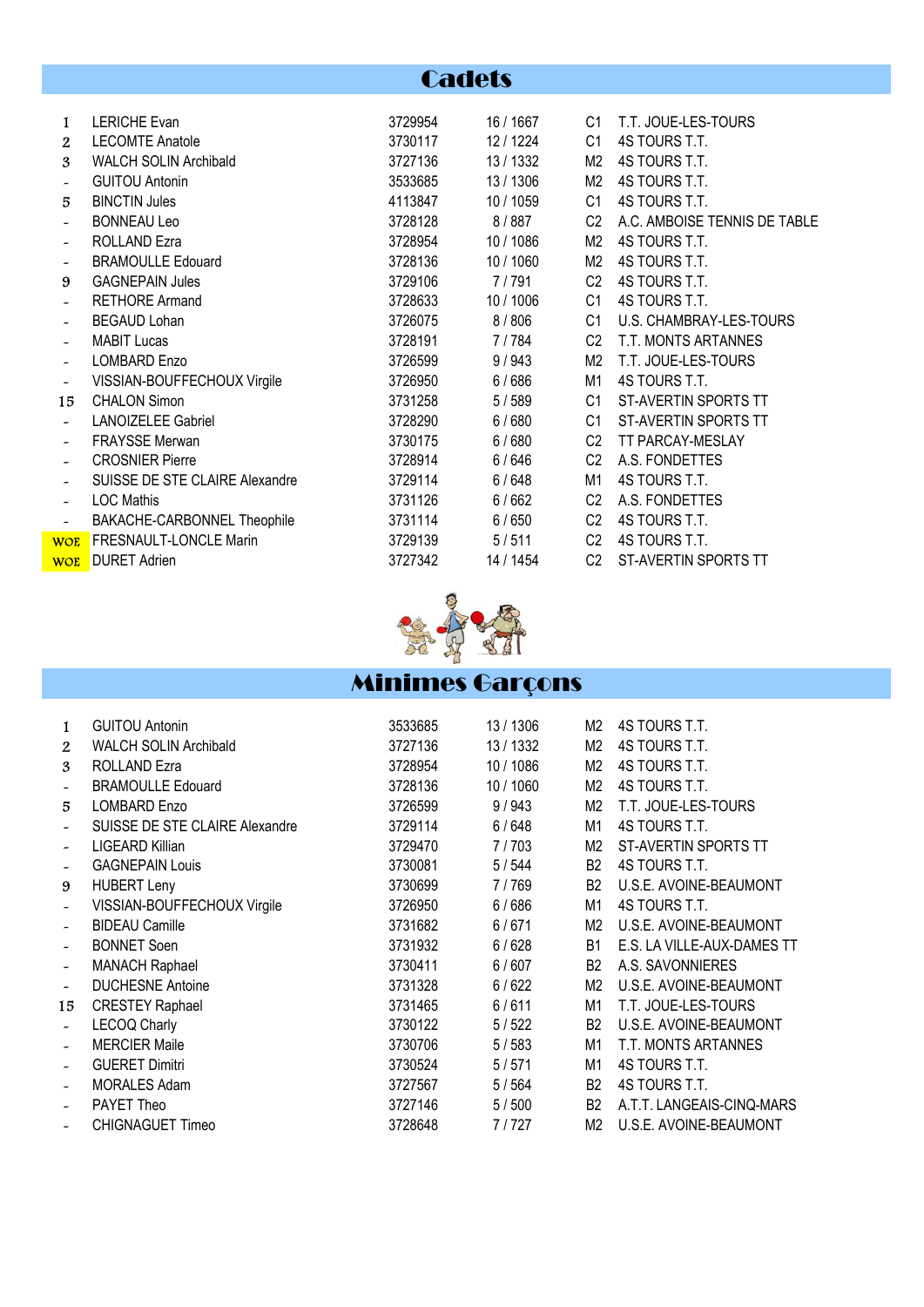# Cadets

| | | | | | |
|---|---|---|---|---|---|
| 1 | LERICHE Evan | 3729954 | 16 / 1667 | C1 | T.T. JOUE-LES-TOURS |
| 2 | LECOMTE Anatole | 3730117 | 12 / 1224 | C1 | 4S TOURS T.T. |
| 3 | WALCH SOLIN Archibald | 3727136 | 13 / 1332 | M2 | 4S TOURS T.T. |
| - | GUITOU Antonin | 3533685 | 13 / 1306 | M2 | 4S TOURS T.T. |
| 5 | BINCTIN Jules | 4113847 | 10 / 1059 | C1 | 4S TOURS T.T. |
| - | BONNEAU Leo | 3728128 | 8 / 887 | C2 | A.C. AMBOISE TENNIS DE TABLE |
| - | ROLLAND Ezra | 3728954 | 10 / 1086 | M2 | 4S TOURS T.T. |
| - | BRAMOULLE Edouard | 3728136 | 10 / 1060 | M2 | 4S TOURS T.T. |
| 9 | GAGNEPAIN Jules | 3729106 | 7 / 791 | C2 | 4S TOURS T.T. |
| - | RETHORE Armand | 3728633 | 10 / 1006 | C1 | 4S TOURS T.T. |
| - | BEGAUD Lohan | 3726075 | 8 / 806 | C1 | U.S. CHAMBRAY-LES-TOURS |
| - | MABIT Lucas | 3728191 | 7 / 784 | C2 | T.T. MONTS ARTANNES |
| - | LOMBARD Enzo | 3726599 | 9 / 943 | M2 | T.T. JOUE-LES-TOURS |
| - | VISSIAN-BOUFFECHOUX Virgile | 3726950 | 6 / 686 | M1 | 4S TOURS T.T. |
| 15 | CHALON Simon | 3731258 | 5 / 589 | C1 | ST-AVERTIN SPORTS TT |
| - | LANOIZELEE Gabriel | 3728290 | 6 / 680 | C1 | ST-AVERTIN SPORTS TT |
| - | FRAYSSE Merwan | 3730175 | 6 / 680 | C2 | TT PARCAY-MESLAY |
| - | CROSNIER Pierre | 3728914 | 6 / 646 | C2 | A.S. FONDETTES |
| - | SUISSE DE STE CLAIRE Alexandre | 3729114 | 6 / 648 | M1 | 4S TOURS T.T. |
| - | LOC Mathis | 3731126 | 6 / 662 | C2 | A.S. FONDETTES |
| - | BAKACHE-CARBONNEL Theophile | 3731114 | 6 / 650 | C2 | 4S TOURS T.T. |
| WOE | FRESNAULT-LONCLE Marin | 3729139 | 5 / 511 | C2 | 4S TOURS T.T. |
| WOE | DURET Adrien | 3727342 | 14 / 1454 | C2 | ST-AVERTIN SPORTS TT |

# Minimes Garçons

| | | | | | |
|---|---|---|---|---|---|
| 1 | GUITOU Antonin | 3533685 | 13 / 1306 | M2 | 4S TOURS T.T. |
| 2 | WALCH SOLIN Archibald | 3727136 | 13 / 1332 | M2 | 4S TOURS T.T. |
| 3 | ROLLAND Ezra | 3728954 | 10 / 1086 | M2 | 4S TOURS T.T. |
| - | BRAMOULLE Edouard | 3728136 | 10 / 1060 | M2 | 4S TOURS T.T. |
| 5 | LOMBARD Enzo | 3726599 | 9 / 943 | M2 | T.T. JOUE-LES-TOURS |
| - | SUISSE DE STE CLAIRE Alexandre | 3729114 | 6 / 648 | M1 | 4S TOURS T.T. |
| - | LIGEARD Killian | 3729470 | 7 / 703 | M2 | ST-AVERTIN SPORTS TT |
| - | GAGNEPAIN Louis | 3730081 | 5 / 544 | B2 | 4S TOURS T.T. |
| 9 | HUBERT Leny | 3730699 | 7 / 769 | B2 | U.S.E. AVOINE-BEAUMONT |
| - | VISSIAN-BOUFFECHOUX Virgile | 3726950 | 6 / 686 | M1 | 4S TOURS T.T. |
| - | BIDEAU Camille | 3731682 | 6 / 671 | M2 | U.S.E. AVOINE-BEAUMONT |
| - | BONNET Soen | 3731932 | 6 / 628 | B1 | E.S. LA VILLE-AUX-DAMES TT |
| - | MANACH Raphael | 3730411 | 6 / 607 | B2 | A.S. SAVONNIERES |
| - | DUCHESNE Antoine | 3731328 | 6 / 622 | M2 | U.S.E. AVOINE-BEAUMONT |
| 15 | CRESTEY Raphael | 3731465 | 6 / 611 | M1 | T.T. JOUE-LES-TOURS |
| - | LECOQ Charly | 3730122 | 5 / 522 | B2 | U.S.E. AVOINE-BEAUMONT |
| - | MERCIER Maile | 3730706 | 5 / 583 | M1 | T.T. MONTS ARTANNES |
| - | GUERET Dimitri | 3730524 | 5 / 571 | M1 | 4S TOURS T.T. |
| - | MORALES Adam | 3727567 | 5 / 564 | B2 | 4S TOURS T.T. |
| - | PAYET Theo | 3727146 | 5 / 500 | B2 | A.T.T. LANGEAIS-CINQ-MARS |
| - | CHIGNAGUET Timeo | 3728648 | 7 / 727 | M2 | U.S.E. AVOINE-BEAUMONT |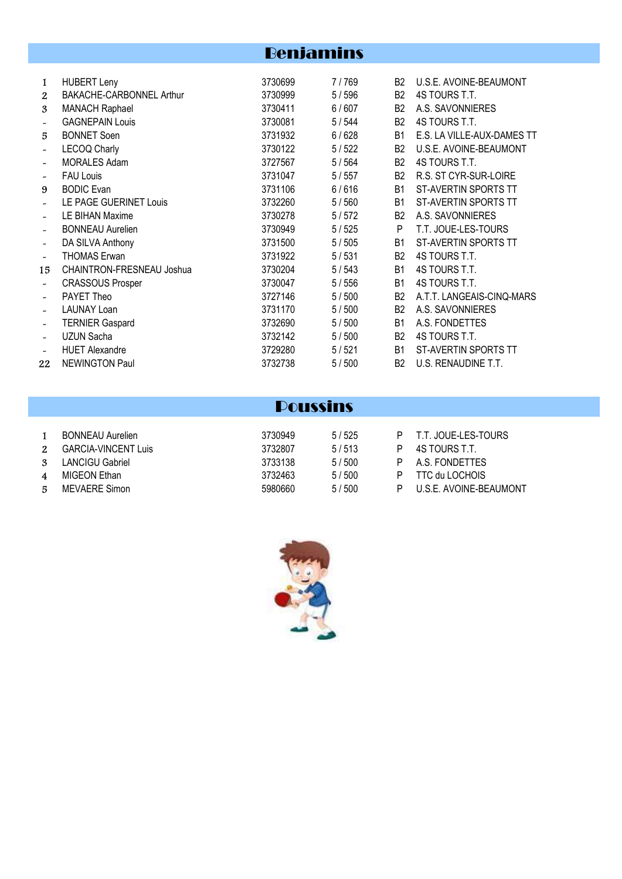## Benjamins

| | | | | | |
|---|---|---|---|---|---|
| 1 | HUBERT Leny | 3730699 | 7 / 769 | B2 | U.S.E. AVOINE-BEAUMONT |
| 2 | BAKACHE-CARBONNEL Arthur | 3730999 | 5 / 596 | B2 | 4S TOURS T.T. |
| 3 | MANACH Raphael | 3730411 | 6 / 607 | B2 | A.S. SAVONNIERES |
| - | GAGNEPAIN Louis | 3730081 | 5 / 544 | B2 | 4S TOURS T.T. |
| 5 | BONNET Soen | 3731932 | 6 / 628 | B1 | E.S. LA VILLE-AUX-DAMES TT |
| - | LECOQ Charly | 3730122 | 5 / 522 | B2 | U.S.E. AVOINE-BEAUMONT |
| - | MORALES Adam | 3727567 | 5 / 564 | B2 | 4S TOURS T.T. |
| - | FAU Louis | 3731047 | 5 / 557 | B2 | R.S. ST CYR-SUR-LOIRE |
| 9 | BODIC Evan | 3731106 | 6 / 616 | B1 | ST-AVERTIN SPORTS TT |
| - | LE PAGE GUERINET Louis | 3732260 | 5 / 560 | B1 | ST-AVERTIN SPORTS TT |
| - | LE BIHAN Maxime | 3730278 | 5 / 572 | B2 | A.S. SAVONNIERES |
| - | BONNEAU Aurelien | 3730949 | 5 / 525 | P | T.T. JOUE-LES-TOURS |
| - | DA SILVA Anthony | 3731500 | 5 / 505 | B1 | ST-AVERTIN SPORTS TT |
| - | THOMAS Erwan | 3731922 | 5 / 531 | B2 | 4S TOURS T.T. |
| 15 | CHAINTRON-FRESNEAU Joshua | 3730204 | 5 / 543 | B1 | 4S TOURS T.T. |
| - | CRASSOUS Prosper | 3730047 | 5 / 556 | B1 | 4S TOURS T.T. |
| - | PAYET Theo | 3727146 | 5 / 500 | B2 | A.T.T. LANGEAIS-CINQ-MARS |
| - | LAUNAY Loan | 3731170 | 5 / 500 | B2 | A.S. SAVONNIERES |
| - | TERNIER Gaspard | 3732690 | 5 / 500 | B1 | A.S. FONDETTES |
| - | UZUN Sacha | 3732142 | 5 / 500 | B2 | 4S TOURS T.T. |
| - | HUET Alexandre | 3729280 | 5 / 521 | B1 | ST-AVERTIN SPORTS TT |
| 22 | NEWINGTON Paul | 3732738 | 5 / 500 | B2 | U.S. RENAUDINE T.T. |

## Poussins

| | | | | | |
|---|---|---|---|---|---|
| 1 | BONNEAU Aurelien | 3730949 | 5 / 525 | P | T.T. JOUE-LES-TOURS |
| 2 | GARCIA-VINCENT Luis | 3732807 | 5 / 513 | P | 4S TOURS T.T. |
| 3 | LANCIGU Gabriel | 3733138 | 5 / 500 | P | A.S. FONDETTES |
| 4 | MIGEON Ethan | 3732463 | 5 / 500 | P | TTC du LOCHOIS |
| 5 | MEVAERE Simon | 5980660 | 5 / 500 | P | U.S.E. AVOINE-BEAUMONT |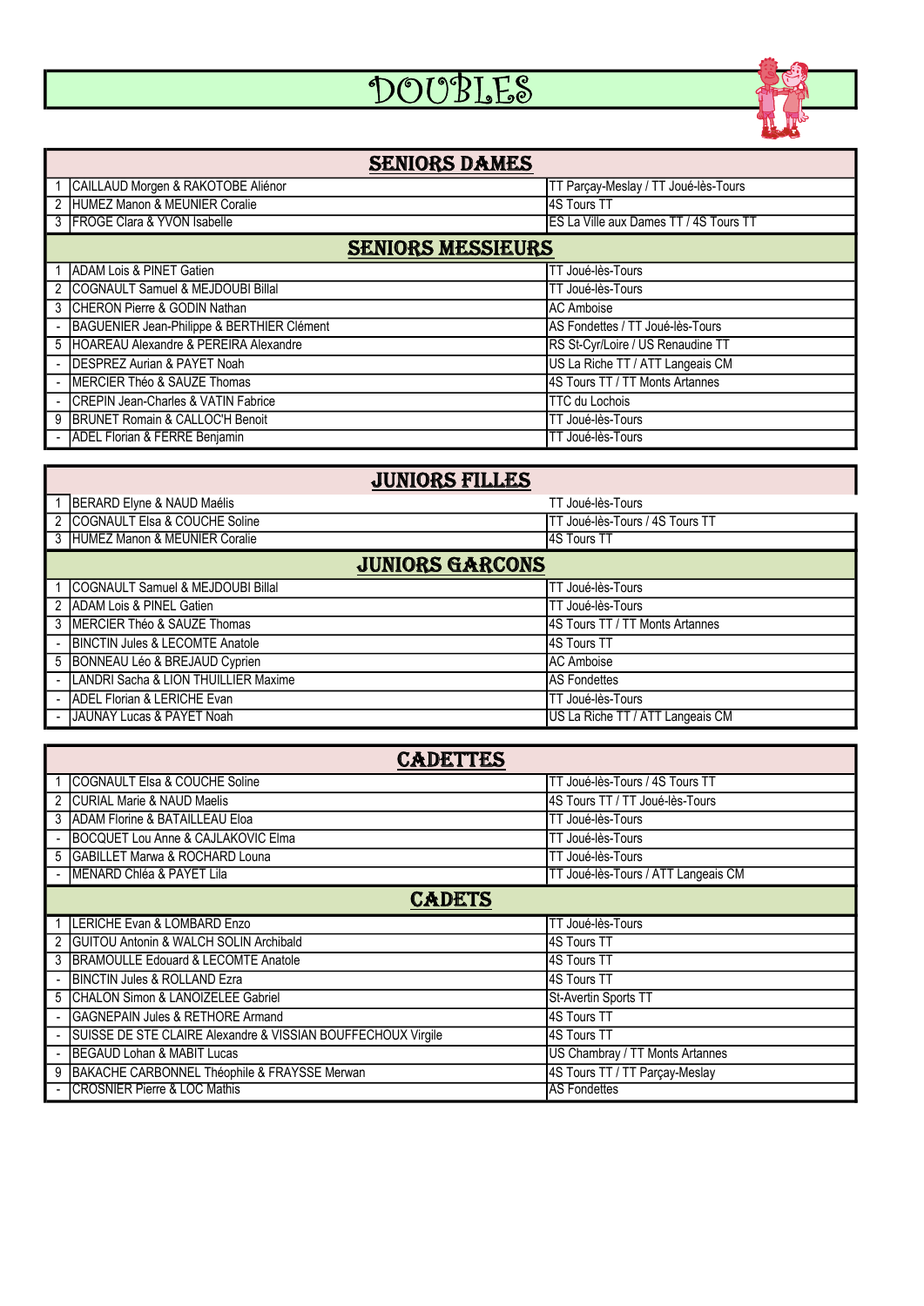# DOUBLES

| SENIORS DAMES | | |
|---|---|---|
| 1 | CAILLAUD Morgen & RAKOTOBE Aliénor | TT Parçay-Meslay / TT Joué-lès-Tours |
| 2 | HUMEZ Manon & MEUNIER Coralie | 4S Tours TT |
| 3 | FROGE Clara & YVON Isabelle | ES La Ville aux Dames TT / 4S Tours TT |
| **SENIORS MESSIEURS** | | |
| 1 | ADAM Lois & PINET Gatien | TT Joué-lès-Tours |
| 2 | COGNAULT Samuel & MEJDOUBI Billal | TT Joué-lès-Tours |
| 3 | CHERON Pierre & GODIN Nathan | AC Amboise |
| - | BAGUENIER Jean-Philippe & BERTHIER Clément | AS Fondettes / TT Joué-lès-Tours |
| 5 | HOAREAU Alexandre & PEREIRA Alexandre | RS St-Cyr/Loire / US Renaudine TT |
| - | DESPREZ Aurian & PAYET Noah | US La Riche TT / ATT Langeais CM |
| - | MERCIER Théo & SAUZE Thomas | 4S Tours TT / TT Monts Artannes |
| - | CREPIN Jean-Charles & VATIN Fabrice | TTC du Lochois |
| 9 | BRUNET Romain & CALLOC'H Benoit | TT Joué-lès-Tours |
| - | ADEL Florian & FERRE Benjamin | TT Joué-lès-Tours |

| JUNIORS FILLES | | |
|---|---|---|
| 1 | BERARD Elyne & NAUD Maélis | TT Joué-lès-Tours |
| 2 | COGNAULT Elsa & COUCHE Soline | TT Joué-lès-Tours / 4S Tours TT |
| 3 | HUMEZ Manon & MEUNIER Coralie | 4S Tours TT |
| **JUNIORS GARCONS** | | |
| 1 | COGNAULT Samuel & MEJDOUBI Billal | TT Joué-lès-Tours |
| 2 | ADAM Lois & PINEL Gatien | TT Joué-lès-Tours |
| 3 | MERCIER Théo & SAUZE Thomas | 4S Tours TT / TT Monts Artannes |
| - | BINCTIN Jules & LECOMTE Anatole | 4S Tours TT |
| 5 | BONNEAU Léo & BREJAUD Cyprien | AC Amboise |
| - | LANDRI Sacha & LION THUILLIER Maxime | AS Fondettes |
| - | ADEL Florian & LERICHE Evan | TT Joué-lès-Tours |
| - | JAUNAY Lucas & PAYET Noah | US La Riche TT / ATT Langeais CM |

| CADETTES | | |
|---|---|---|
| 1 | COGNAULT Elsa & COUCHE Soline | TT Joué-lès-Tours / 4S Tours TT |
| 2 | CURIAL Marie & NAUD Maelis | 4S Tours TT / TT Joué-lès-Tours |
| 3 | ADAM Florine & BATAILLEAU Eloa | TT Joué-lès-Tours |
| - | BOCQUET Lou Anne & CAJLAKOVIC Elma | TT Joué-lès-Tours |
| 5 | GABILLET Marwa & ROCHARD Louna | TT Joué-lès-Tours |
| - | MENARD Chléa & PAYET Lila | TT Joué-lès-Tours / ATT Langeais CM |
| **CADETS** | | |
| 1 | LERICHE Evan & LOMBARD Enzo | TT Joué-lès-Tours |
| 2 | GUITOU Antonin & WALCH SOLIN Archibald | 4S Tours TT |
| 3 | BRAMOULLE Edouard & LECOMTE Anatole | 4S Tours TT |
| - | BINCTIN Jules & ROLLAND Ezra | 4S Tours TT |
| 5 | CHALON Simon & LANOIZELEE Gabriel | St-Avertin Sports TT |
| - | GAGNEPAIN Jules & RETHORE Armand | 4S Tours TT |
| - | SUISSE DE STE CLAIRE Alexandre & VISSIAN BOUFFECHOUX Virgile | 4S Tours TT |
| - | BEGAUD Lohan & MABIT Lucas | US Chambray / TT Monts Artannes |
| 9 | BAKACHE CARBONNEL Théophile & FRAYSSE Merwan | 4S Tours TT / TT Parçay-Meslay |
| - | CROSNIER Pierre & LOC Mathis | AS Fondettes |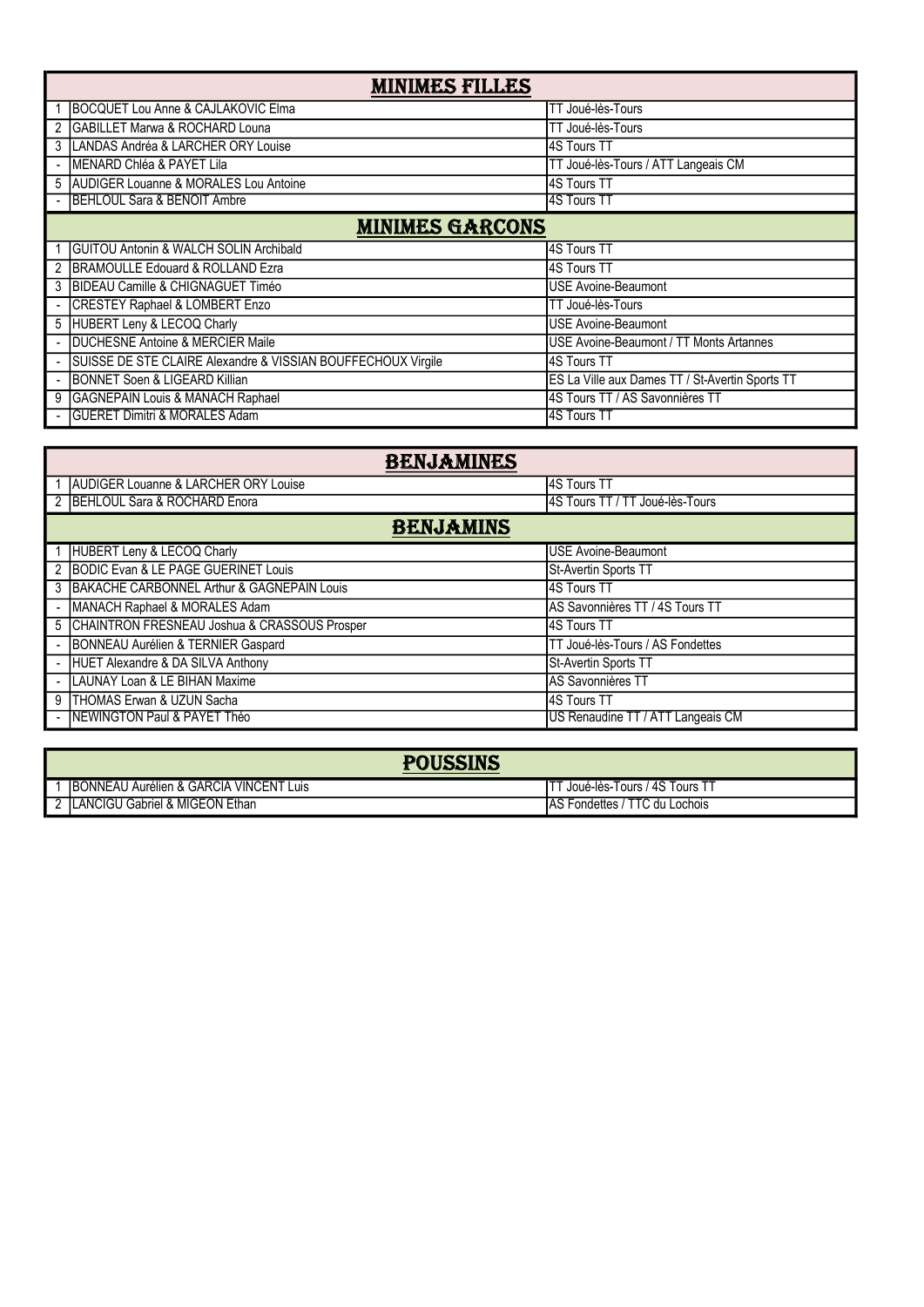| | | |
|---|---|---|
| **MINIMES FILLES** | | |
| 1 | BOCQUET Lou Anne & CAJLAKOVIC Elma | TT Joué-lès-Tours |
| 2 | GABILLET Marwa & ROCHARD Louna | TT Joué-lès-Tours |
| 3 | LANDAS Andréa & LARCHER ORY Louise | 4S Tours TT |
| - | MENARD Chléa & PAYET Lila | TT Joué-lès-Tours / ATT Langeais CM |
| 5 | AUDIGER Louanne & MORALES Lou Antoine | 4S Tours TT |
| - | BEHLOUL Sara & BENOIT Ambre | 4S Tours TT |
| **MINIMES GARCONS** | | |
| 1 | GUITOU Antonin & WALCH SOLIN Archibald | 4S Tours TT |
| 2 | BRAMOULLE Edouard & ROLLAND Ezra | 4S Tours TT |
| 3 | BIDEAU Camille & CHIGNAGUET Timéo | USE Avoine-Beaumont |
| - | CRESTEY Raphael & LOMBERT Enzo | TT Joué-lès-Tours |
| 5 | HUBERT Leny & LECOQ Charly | USE Avoine-Beaumont |
| - | DUCHESNE Antoine & MERCIER Maile | USE Avoine-Beaumont / TT Monts Artannes |
| - | SUISSE DE STE CLAIRE Alexandre & VISSIAN BOUFFECHOUX Virgile | 4S Tours TT |
| - | BONNET Soen & LIGEARD Killian | ES La Ville aux Dames TT / St-Avertin Sports TT |
| 9 | GAGNEPAIN Louis & MANACH Raphael | 4S Tours TT / AS Savonnières TT |
| - | GUERET Dimitri & MORALES Adam | 4S Tours TT |

| | | |
|---|---|---|
| **BENJAMINES** | | |
| 1 | AUDIGER Louanne & LARCHER ORY Louise | 4S Tours TT |
| 2 | BEHLOUL Sara & ROCHARD Enora | 4S Tours TT / TT Joué-lès-Tours |
| **BENJAMINS** | | |
| 1 | HUBERT Leny & LECOQ Charly | USE Avoine-Beaumont |
| 2 | BODIC Evan & LE PAGE GUERINET Louis | St-Avertin Sports TT |
| 3 | BAKACHE CARBONNEL Arthur & GAGNEPAIN Louis | 4S Tours TT |
| - | MANACH Raphael & MORALES Adam | AS Savonnières TT / 4S Tours TT |
| 5 | CHAINTRON FRESNEAU Joshua & CRASSOUS Prosper | 4S Tours TT |
| - | BONNEAU Aurélien & TERNIER Gaspard | TT Joué-lès-Tours / AS Fondettes |
| - | HUET Alexandre & DA SILVA Anthony | St-Avertin Sports TT |
| - | LAUNAY Loan & LE BIHAN Maxime | AS Savonnières TT |
| 9 | THOMAS Erwan & UZUN Sacha | 4S Tours TT |
| - | NEWINGTON Paul & PAYET Théo | US Renaudine TT / ATT Langeais CM |

| | | |
|---|---|---|
| **POUSSINS** | | |
| 1 | BONNEAU Aurélien & GARCIA VINCENT Luis | TT Joué-lès-Tours / 4S Tours TT |
| 2 | LANCIGU Gabriel & MIGEON Ethan | AS Fondettes / TTC du Lochois |